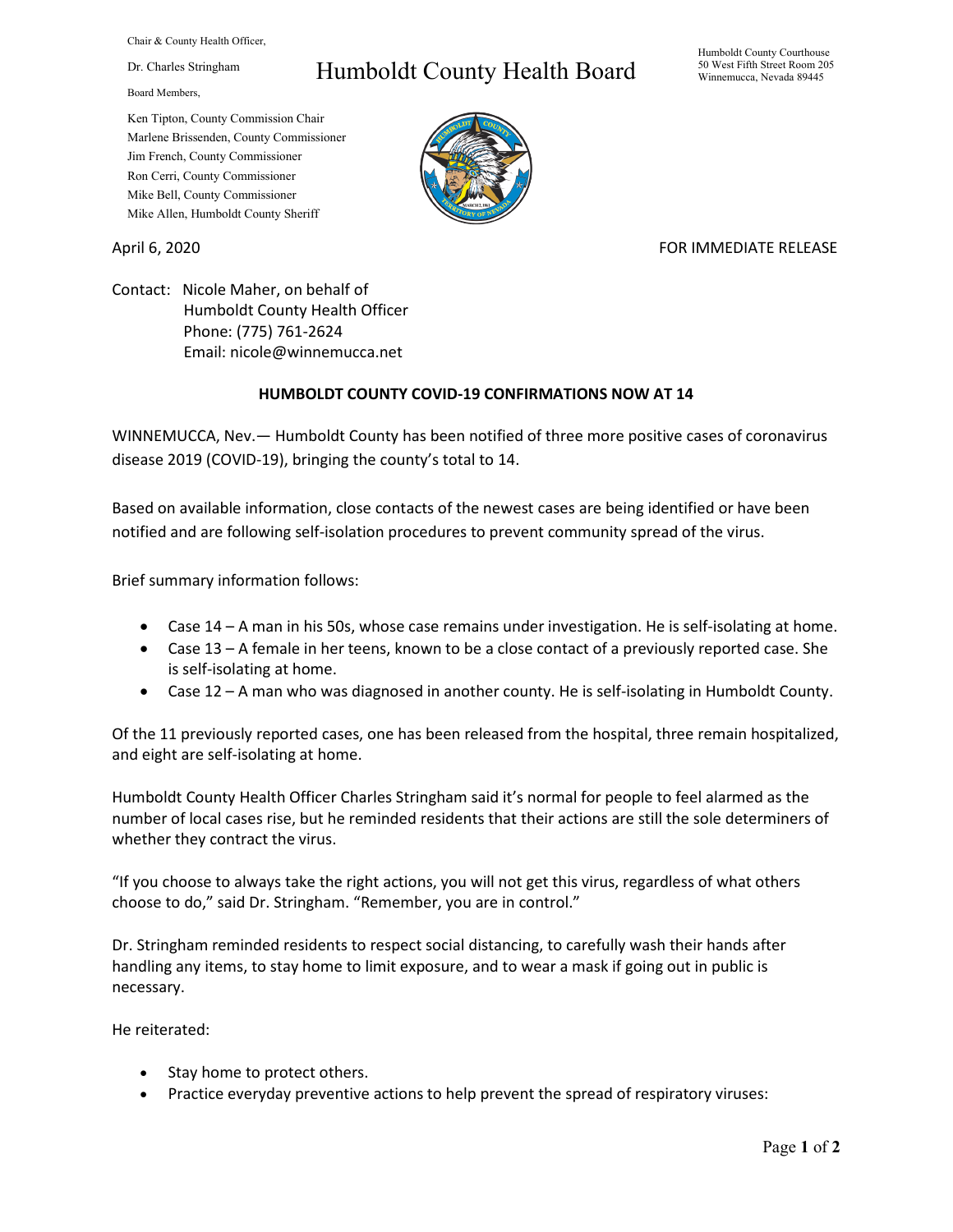Chair & County Health Officer,

Dr. Charles Stringham

Board Members,

Ken Tipton, County Commission Chair
Marlene Brissenden, County Commissioner
Jim French, County Commissioner
Ron Cerri, County Commissioner
Mike Bell, County Commissioner
Mike Allen, Humboldt County Sheriff

# Humboldt County Health Board

Humboldt County Courthouse
50 West Fifth Street Room 205
Winnemucca, Nevada 89445

April 6, 2020

FOR IMMEDIATE RELEASE

Contact: Nicole Maher, on behalf of
Humboldt County Health Officer
Phone: (775) 761-2624
Email: nicole@winnemucca.net

## HUMBOLDT COUNTY COVID-19 CONFIRMATIONS NOW AT 14

WINNEMUCCA, Nev.— Humboldt County has been notified of three more positive cases of coronavirus disease 2019 (COVID-19), bringing the county's total to 14.

Based on available information, close contacts of the newest cases are being identified or have been notified and are following self-isolation procedures to prevent community spread of the virus.

Brief summary information follows:

- Case 14 – A man in his 50s, whose case remains under investigation. He is self-isolating at home.
- Case 13 – A female in her teens, known to be a close contact of a previously reported case. She is self-isolating at home.
- Case 12 – A man who was diagnosed in another county. He is self-isolating in Humboldt County.

Of the 11 previously reported cases, one has been released from the hospital, three remain hospitalized, and eight are self-isolating at home.

Humboldt County Health Officer Charles Stringham said it's normal for people to feel alarmed as the number of local cases rise, but he reminded residents that their actions are still the sole determiners of whether they contract the virus.

"If you choose to always take the right actions, you will not get this virus, regardless of what others choose to do," said Dr. Stringham. "Remember, you are in control."

Dr. Stringham reminded residents to respect social distancing, to carefully wash their hands after handling any items, to stay home to limit exposure, and to wear a mask if going out in public is necessary.

He reiterated:

- Stay home to protect others.
- Practice everyday preventive actions to help prevent the spread of respiratory viruses: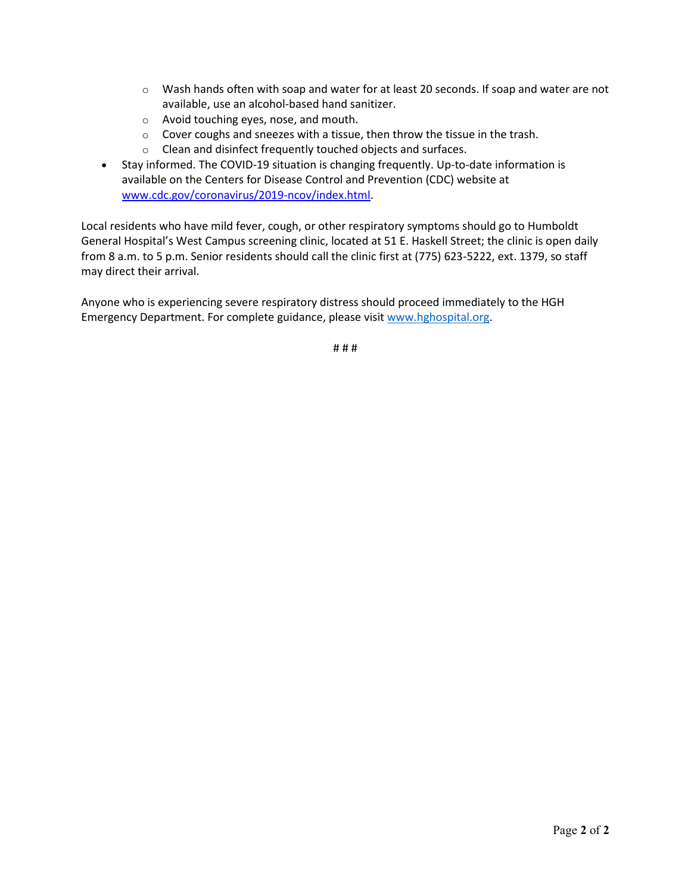- Wash hands often with soap and water for at least 20 seconds. If soap and water are not available, use an alcohol-based hand sanitizer.
  - Avoid touching eyes, nose, and mouth.
  - Cover coughs and sneezes with a tissue, then throw the tissue in the trash.
  - Clean and disinfect frequently touched objects and surfaces.
- Stay informed. The COVID-19 situation is changing frequently. Up-to-date information is available on the Centers for Disease Control and Prevention (CDC) website at [www.cdc.gov/coronavirus/2019-ncov/index.html](www.cdc.gov/coronavirus/2019-ncov/index.html).

Local residents who have mild fever, cough, or other respiratory symptoms should go to Humboldt General Hospital's West Campus screening clinic, located at 51 E. Haskell Street; the clinic is open daily from 8 a.m. to 5 p.m. Senior residents should call the clinic first at (775) 623-5222, ext. 1379, so staff may direct their arrival.

Anyone who is experiencing severe respiratory distress should proceed immediately to the HGH Emergency Department. For complete guidance, please visit [www.hghospital.org](www.hghospital.org).

# # #